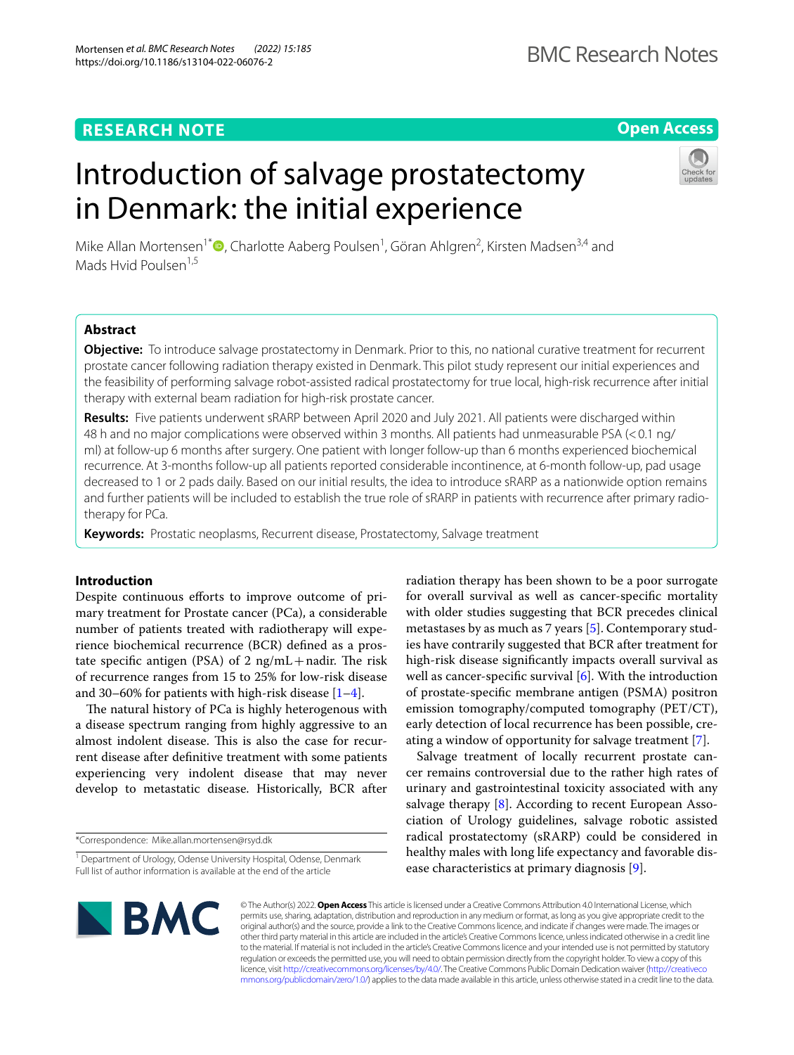RESEARCH NOTE

Open Access

# Introduction of salvage prostatectomy in Denmark: the initial experience

Mike Allan Mortensen[1*], Charlotte Aaberg Poulsen[1], Göran Ahlgren[2], Kirsten Madsen[3,4] and Mads Hvid Poulsen[1,5]

## Abstract

**Objective:** To introduce salvage prostatectomy in Denmark. Prior to this, no national curative treatment for recurrent prostate cancer following radiation therapy existed in Denmark. This pilot study represent our initial experiences and the feasibility of performing salvage robot-assisted radical prostatectomy for true local, high-risk recurrence after initial therapy with external beam radiation for high-risk prostate cancer.

**Results:** Five patients underwent sRARP between April 2020 and July 2021. All patients were discharged within 48 h and no major complications were observed within 3 months. All patients had unmeasurable PSA (<0.1 ng/ml) at follow-up 6 months after surgery. One patient with longer follow-up than 6 months experienced biochemical recurrence. At 3-months follow-up all patients reported considerable incontinence, at 6-month follow-up, pad usage decreased to 1 or 2 pads daily. Based on our initial results, the idea to introduce sRARP as a nationwide option remains and further patients will be included to establish the true role of sRARP in patients with recurrence after primary radiotherapy for PCa.

**Keywords:** Prostatic neoplasms, Recurrent disease, Prostatectomy, Salvage treatment

## Introduction

Despite continuous efforts to improve outcome of primary treatment for Prostate cancer (PCa), a considerable number of patients treated with radiotherapy will experience biochemical recurrence (BCR) defined as a prostate specific antigen (PSA) of 2 ng/mL + nadir. The risk of recurrence ranges from 15 to 25% for low-risk disease and 30–60% for patients with high-risk disease [1–4].

The natural history of PCa is highly heterogenous with a disease spectrum ranging from highly aggressive to an almost indolent disease. This is also the case for recurrent disease after definitive treatment with some patients experiencing very indolent disease that may never develop to metastatic disease. Historically, BCR after radiation therapy has been shown to be a poor surrogate for overall survival as well as cancer-specific mortality with older studies suggesting that BCR precedes clinical metastases by as much as 7 years [5]. Contemporary studies have contrarily suggested that BCR after treatment for high-risk disease significantly impacts overall survival as well as cancer-specific survival [6]. With the introduction of prostate-specific membrane antigen (PSMA) positron emission tomography/computed tomography (PET/CT), early detection of local recurrence has been possible, creating a window of opportunity for salvage treatment [7].

Salvage treatment of locally recurrent prostate cancer remains controversial due to the rather high rates of urinary and gastrointestinal toxicity associated with any salvage therapy [8]. According to recent European Association of Urology guidelines, salvage robotic assisted radical prostatectomy (sRARP) could be considered in healthy males with long life expectancy and favorable disease characteristics at primary diagnosis [9].

*Correspondence: Mike.allan.mortensen@rsyd.dk

[1] Department of Urology, Odense University Hospital, Odense, Denmark
Full list of author information is available at the end of the article

© The Author(s) 2022. **Open Access** This article is licensed under a Creative Commons Attribution 4.0 International License, which permits use, sharing, adaptation, distribution and reproduction in any medium or format, as long as you give appropriate credit to the original author(s) and the source, provide a link to the Creative Commons licence, and indicate if changes were made. The images or other third party material in this article are included in the article's Creative Commons licence, unless indicated otherwise in a credit line to the material. If material is not included in the article's Creative Commons licence and your intended use is not permitted by statutory regulation or exceeds the permitted use, you will need to obtain permission directly from the copyright holder. To view a copy of this licence, visit http://creativecommons.org/licenses/by/4.0/. The Creative Commons Public Domain Dedication waiver (http://creativecommons.org/publicdomain/zero/1.0/) applies to the data made available in this article, unless otherwise stated in a credit line to the data.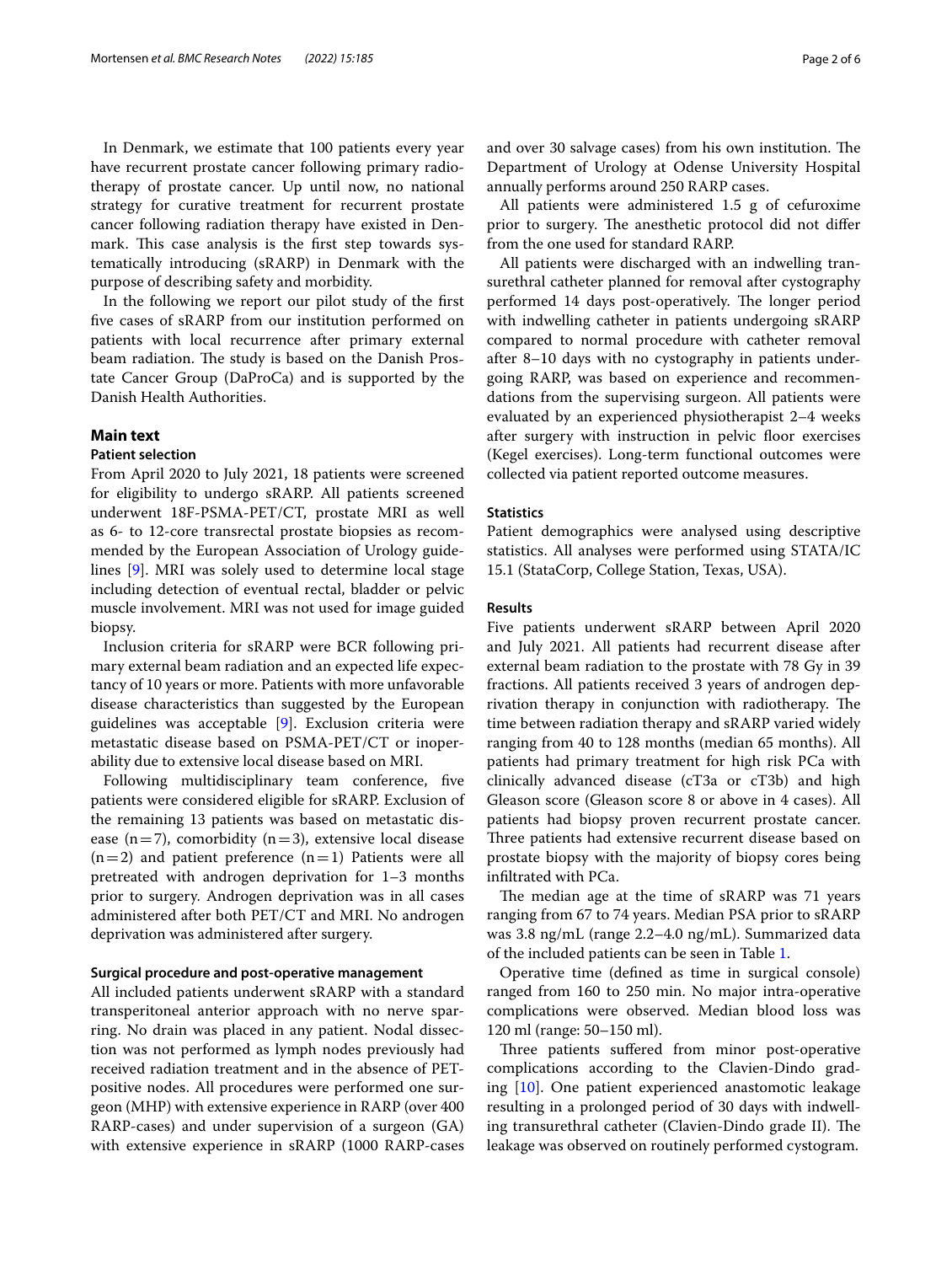In Denmark, we estimate that 100 patients every year have recurrent prostate cancer following primary radiotherapy of prostate cancer. Up until now, no national strategy for curative treatment for recurrent prostate cancer following radiation therapy have existed in Denmark. This case analysis is the first step towards systematically introducing (sRARP) in Denmark with the purpose of describing safety and morbidity.

In the following we report our pilot study of the first five cases of sRARP from our institution performed on patients with local recurrence after primary external beam radiation. The study is based on the Danish Prostate Cancer Group (DaProCa) and is supported by the Danish Health Authorities.

## Main text

### Patient selection

From April 2020 to July 2021, 18 patients were screened for eligibility to undergo sRARP. All patients screened underwent 18F-PSMA-PET/CT, prostate MRI as well as 6- to 12-core transrectal prostate biopsies as recommended by the European Association of Urology guidelines [9]. MRI was solely used to determine local stage including detection of eventual rectal, bladder or pelvic muscle involvement. MRI was not used for image guided biopsy.

Inclusion criteria for sRARP were BCR following primary external beam radiation and an expected life expectancy of 10 years or more. Patients with more unfavorable disease characteristics than suggested by the European guidelines was acceptable [9]. Exclusion criteria were metastatic disease based on PSMA-PET/CT or inoperability due to extensive local disease based on MRI.

Following multidisciplinary team conference, five patients were considered eligible for sRARP. Exclusion of the remaining 13 patients was based on metastatic disease (n = 7), comorbidity (n = 3), extensive local disease (n = 2) and patient preference (n = 1) Patients were all pretreated with androgen deprivation for 1–3 months prior to surgery. Androgen deprivation was in all cases administered after both PET/CT and MRI. No androgen deprivation was administered after surgery.

### Surgical procedure and post-operative management

All included patients underwent sRARP with a standard transperitoneal anterior approach with no nerve sparring. No drain was placed in any patient. Nodal dissection was not performed as lymph nodes previously had received radiation treatment and in the absence of PET-positive nodes. All procedures were performed one surgeon (MHP) with extensive experience in RARP (over 400 RARP-cases) and under supervision of a surgeon (GA) with extensive experience in sRARP (1000 RARP-cases and over 30 salvage cases) from his own institution. The Department of Urology at Odense University Hospital annually performs around 250 RARP cases.

All patients were administered 1.5 g of cefuroxime prior to surgery. The anesthetic protocol did not differ from the one used for standard RARP.

All patients were discharged with an indwelling transurethral catheter planned for removal after cystography performed 14 days post-operatively. The longer period with indwelling catheter in patients undergoing sRARP compared to normal procedure with catheter removal after 8–10 days with no cystography in patients undergoing RARP, was based on experience and recommendations from the supervising surgeon. All patients were evaluated by an experienced physiotherapist 2–4 weeks after surgery with instruction in pelvic floor exercises (Kegel exercises). Long-term functional outcomes were collected via patient reported outcome measures.

### Statistics

Patient demographics were analysed using descriptive statistics. All analyses were performed using STATA/IC 15.1 (StataCorp, College Station, Texas, USA).

### Results

Five patients underwent sRARP between April 2020 and July 2021. All patients had recurrent disease after external beam radiation to the prostate with 78 Gy in 39 fractions. All patients received 3 years of androgen deprivation therapy in conjunction with radiotherapy. The time between radiation therapy and sRARP varied widely ranging from 40 to 128 months (median 65 months). All patients had primary treatment for high risk PCa with clinically advanced disease (cT3a or cT3b) and high Gleason score (Gleason score 8 or above in 4 cases). All patients had biopsy proven recurrent prostate cancer. Three patients had extensive recurrent disease based on prostate biopsy with the majority of biopsy cores being infiltrated with PCa.

The median age at the time of sRARP was 71 years ranging from 67 to 74 years. Median PSA prior to sRARP was 3.8 ng/mL (range 2.2–4.0 ng/mL). Summarized data of the included patients can be seen in Table 1.

Operative time (defined as time in surgical console) ranged from 160 to 250 min. No major intra-operative complications were observed. Median blood loss was 120 ml (range: 50–150 ml).

Three patients suffered from minor post-operative complications according to the Clavien-Dindo grading [10]. One patient experienced anastomotic leakage resulting in a prolonged period of 30 days with indwelling transurethral catheter (Clavien-Dindo grade II). The leakage was observed on routinely performed cystogram.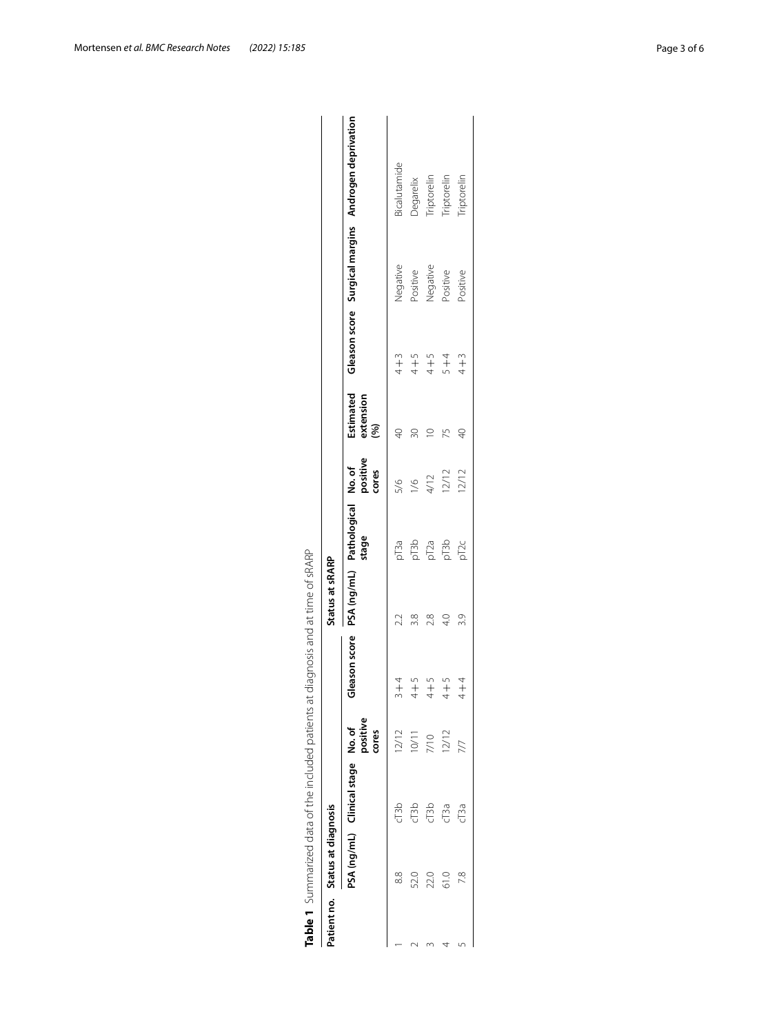**Table 1** Summarized data of the included patients at diagnosis and at time of sRARP

| Patient no. | Status at diagnosis | | | | Status at sRARP | | | | | | |
|---|---|---|---|---|---|---|---|---|---|---|---|
| | PSA (ng/mL) | Clinical stage | No. of positive cores | Gleason score | PSA (ng/mL) | Pathological stage | No. of positive cores | Estimated extension (%) | Gleason score | Surgical margins | Androgen deprivation |
| 1 | 8.8 | cT3b | 12/12 | 3+4 | 2.2 | pT3a | 5/6 | 40 | 4+3 | Negative | Bicalutamide |
| 2 | 52.0 | cT3b | 10/11 | 4+5 | 3.8 | pT3b | 1/6 | 30 | 4+5 | Positive | Degarelix |
| 3 | 22.0 | cT3b | 7/10 | 4+5 | 2.8 | pT2a | 4/12 | 10 | 4+5 | Negative | Triptorelin |
| 4 | 61.0 | cT3a | 12/12 | 4+5 | 4.0 | pT3b | 12/12 | 75 | 5+4 | Positive | Triptorelin |
| 5 | 7.8 | cT3a | 7/7 | 4+4 | 3.9 | pT2c | 12/12 | 40 | 4+3 | Positive | Triptorelin |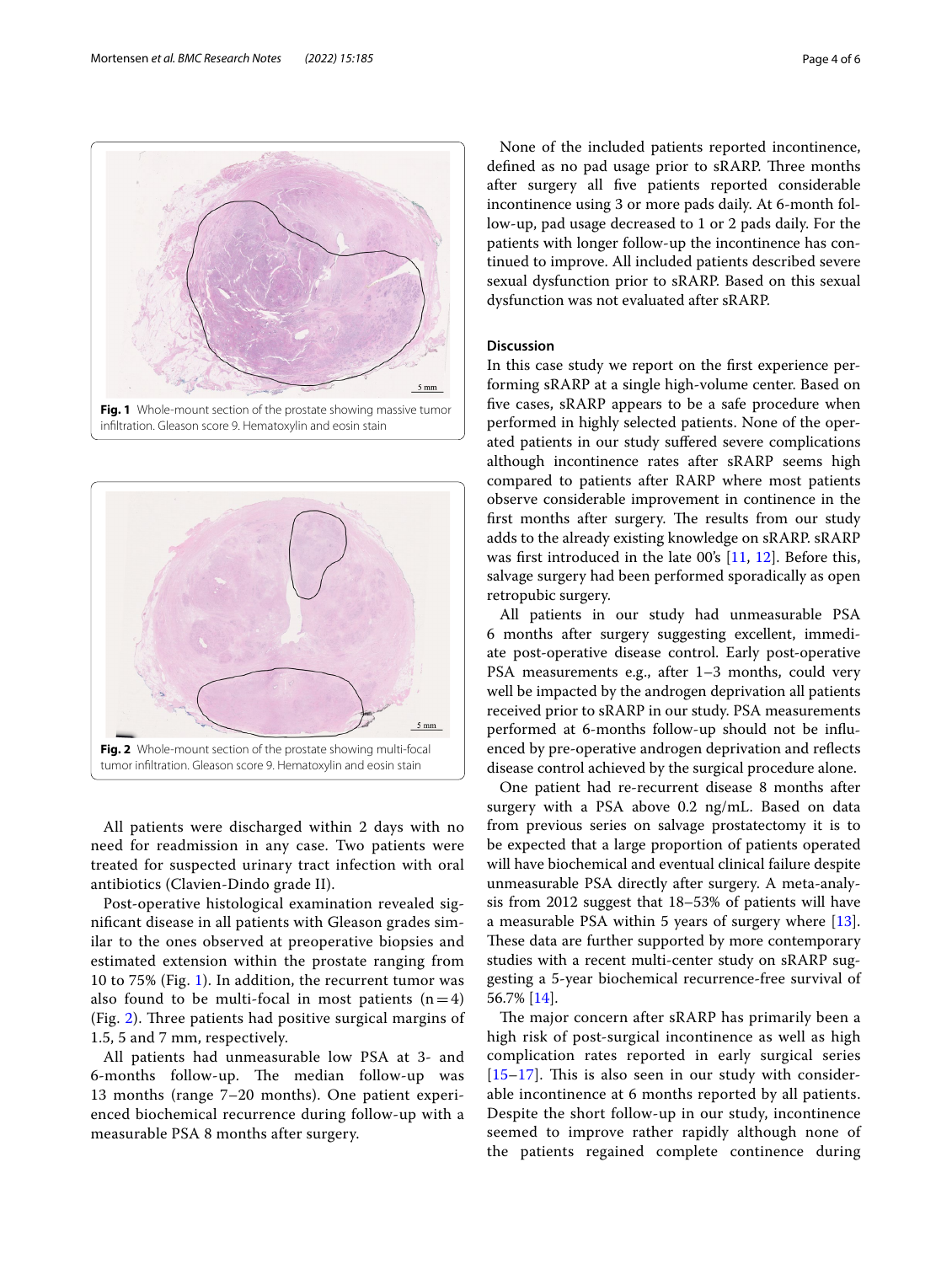Fig. 1 Whole-mount section of the prostate showing massive tumor infiltration. Gleason score 9. Hematoxylin and eosin stain

Fig. 2 Whole-mount section of the prostate showing multi-focal tumor infiltration. Gleason score 9. Hematoxylin and eosin stain

All patients were discharged within 2 days with no need for readmission in any case. Two patients were treated for suspected urinary tract infection with oral antibiotics (Clavien-Dindo grade II).

Post-operative histological examination revealed significant disease in all patients with Gleason grades similar to the ones observed at preoperative biopsies and estimated extension within the prostate ranging from 10 to 75% (Fig. 1). In addition, the recurrent tumor was also found to be multi-focal in most patients (n = 4) (Fig. 2). Three patients had positive surgical margins of 1.5, 5 and 7 mm, respectively.

All patients had unmeasurable low PSA at 3- and 6-months follow-up. The median follow-up was 13 months (range 7–20 months). One patient experienced biochemical recurrence during follow-up with a measurable PSA 8 months after surgery.

None of the included patients reported incontinence, defined as no pad usage prior to sRARP. Three months after surgery all five patients reported considerable incontinence using 3 or more pads daily. At 6-month follow-up, pad usage decreased to 1 or 2 pads daily. For the patients with longer follow-up the incontinence has continued to improve. All included patients described severe sexual dysfunction prior to sRARP. Based on this sexual dysfunction was not evaluated after sRARP.

## Discussion

In this case study we report on the first experience performing sRARP at a single high-volume center. Based on five cases, sRARP appears to be a safe procedure when performed in highly selected patients. None of the operated patients in our study suffered severe complications although incontinence rates after sRARP seems high compared to patients after RARP where most patients observe considerable improvement in continence in the first months after surgery. The results from our study adds to the already existing knowledge on sRARP. sRARP was first introduced in the late 00's [11, 12]. Before this, salvage surgery had been performed sporadically as open retropubic surgery.

All patients in our study had unmeasurable PSA 6 months after surgery suggesting excellent, immediate post-operative disease control. Early post-operative PSA measurements e.g., after 1–3 months, could very well be impacted by the androgen deprivation all patients received prior to sRARP in our study. PSA measurements performed at 6-months follow-up should not be influenced by pre-operative androgen deprivation and reflects disease control achieved by the surgical procedure alone.

One patient had re-recurrent disease 8 months after surgery with a PSA above 0.2 ng/mL. Based on data from previous series on salvage prostatectomy it is to be expected that a large proportion of patients operated will have biochemical and eventual clinical failure despite unmeasurable PSA directly after surgery. A meta-analysis from 2012 suggest that 18–53% of patients will have a measurable PSA within 5 years of surgery where [13]. These data are further supported by more contemporary studies with a recent multi-center study on sRARP suggesting a 5-year biochemical recurrence-free survival of 56.7% [14].

The major concern after sRARP has primarily been a high risk of post-surgical incontinence as well as high complication rates reported in early surgical series [15–17]. This is also seen in our study with considerable incontinence at 6 months reported by all patients. Despite the short follow-up in our study, incontinence seemed to improve rather rapidly although none of the patients regained complete continence during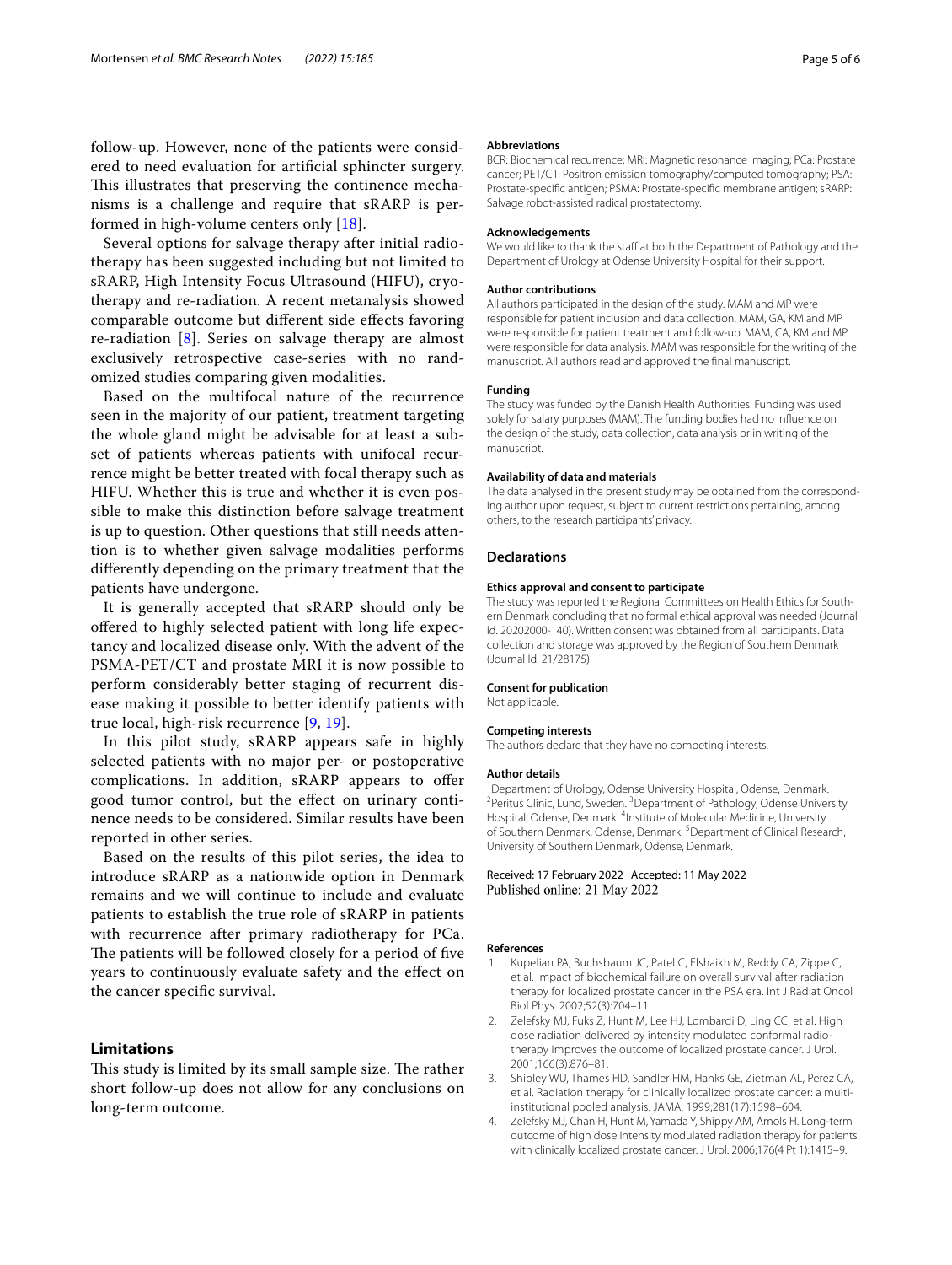follow-up. However, none of the patients were considered to need evaluation for artificial sphincter surgery. This illustrates that preserving the continence mechanisms is a challenge and require that sRARP is performed in high-volume centers only [18].

Several options for salvage therapy after initial radiotherapy has been suggested including but not limited to sRARP, High Intensity Focus Ultrasound (HIFU), cryotherapy and re-radiation. A recent metanalysis showed comparable outcome but different side effects favoring re-radiation [8]. Series on salvage therapy are almost exclusively retrospective case-series with no randomized studies comparing given modalities.

Based on the multifocal nature of the recurrence seen in the majority of our patient, treatment targeting the whole gland might be advisable for at least a subset of patients whereas patients with unifocal recurrence might be better treated with focal therapy such as HIFU. Whether this is true and whether it is even possible to make this distinction before salvage treatment is up to question. Other questions that still needs attention is to whether given salvage modalities performs differently depending on the primary treatment that the patients have undergone.

It is generally accepted that sRARP should only be offered to highly selected patient with long life expectancy and localized disease only. With the advent of the PSMA-PET/CT and prostate MRI it is now possible to perform considerably better staging of recurrent disease making it possible to better identify patients with true local, high-risk recurrence [9, 19].

In this pilot study, sRARP appears safe in highly selected patients with no major per- or postoperative complications. In addition, sRARP appears to offer good tumor control, but the effect on urinary continence needs to be considered. Similar results have been reported in other series.

Based on the results of this pilot series, the idea to introduce sRARP as a nationwide option in Denmark remains and we will continue to include and evaluate patients to establish the true role of sRARP in patients with recurrence after primary radiotherapy for PCa. The patients will be followed closely for a period of five years to continuously evaluate safety and the effect on the cancer specific survival.

## Limitations

This study is limited by its small sample size. The rather short follow-up does not allow for any conclusions on long-term outcome.

#### Abbreviations

BCR: Biochemical recurrence; MRI: Magnetic resonance imaging; PCa: Prostate cancer; PET/CT: Positron emission tomography/computed tomography; PSA: Prostate-specific antigen; PSMA: Prostate-specific membrane antigen; sRARP: Salvage robot-assisted radical prostatectomy.

#### Acknowledgements

We would like to thank the staff at both the Department of Pathology and the Department of Urology at Odense University Hospital for their support.

#### Author contributions

All authors participated in the design of the study. MAM and MP were responsible for patient inclusion and data collection. MAM, GA, KM and MP were responsible for patient treatment and follow-up. MAM, CA, KM and MP were responsible for data analysis. MAM was responsible for the writing of the manuscript. All authors read and approved the final manuscript.

#### Funding

The study was funded by the Danish Health Authorities. Funding was used solely for salary purposes (MAM). The funding bodies had no influence on the design of the study, data collection, data analysis or in writing of the manuscript.

#### Availability of data and materials

The data analysed in the present study may be obtained from the corresponding author upon request, subject to current restrictions pertaining, among others, to the research participants' privacy.

## Declarations

#### Ethics approval and consent to participate

The study was reported the Regional Committees on Health Ethics for Southern Denmark concluding that no formal ethical approval was needed (Journal Id. 20202000-140). Written consent was obtained from all participants. Data collection and storage was approved by the Region of Southern Denmark (Journal Id. 21/28175).

#### Consent for publication

Not applicable.

#### Competing interests

The authors declare that they have no competing interests.

#### Author details

[1]Department of Urology, Odense University Hospital, Odense, Denmark. [2]Peritus Clinic, Lund, Sweden. [3]Department of Pathology, Odense University Hospital, Odense, Denmark. [4]Institute of Molecular Medicine, University of Southern Denmark, Odense, Denmark. [5]Department of Clinical Research, University of Southern Denmark, Odense, Denmark.

Received: 17 February 2022 Accepted: 11 May 2022
Published online: 21 May 2022

#### References

1. Kupelian PA, Buchsbaum JC, Patel C, Elshaikh M, Reddy CA, Zippe C, et al. Impact of biochemical failure on overall survival after radiation therapy for localized prostate cancer in the PSA era. Int J Radiat Oncol Biol Phys. 2002;52(3):704–11.
2. Zelefsky MJ, Fuks Z, Hunt M, Lee HJ, Lombardi D, Ling CC, et al. High dose radiation delivered by intensity modulated conformal radiotherapy improves the outcome of localized prostate cancer. J Urol. 2001;166(3):876–81.
3. Shipley WU, Thames HD, Sandler HM, Hanks GE, Zietman AL, Perez CA, et al. Radiation therapy for clinically localized prostate cancer: a multi-institutional pooled analysis. JAMA. 1999;281(17):1598–604.
4. Zelefsky MJ, Chan H, Hunt M, Yamada Y, Shippy AM, Amols H. Long-term outcome of high dose intensity modulated radiation therapy for patients with clinically localized prostate cancer. J Urol. 2006;176(4 Pt 1):1415–9.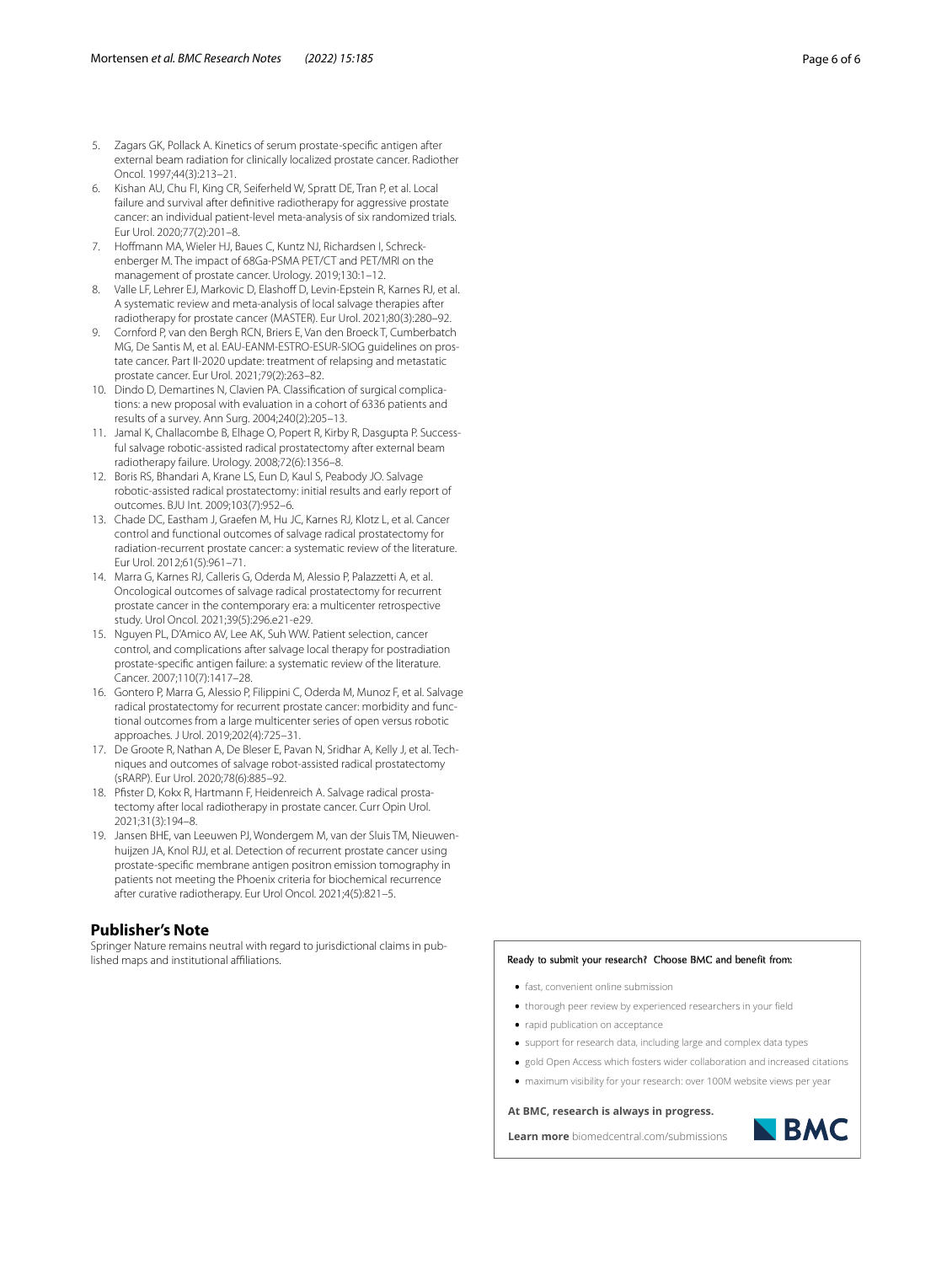5. Zagars GK, Pollack A. Kinetics of serum prostate-specific antigen after external beam radiation for clinically localized prostate cancer. Radiother Oncol. 1997;44(3):213–21.
6. Kishan AU, Chu FI, King CR, Seiferheld W, Spratt DE, Tran P, et al. Local failure and survival after definitive radiotherapy for aggressive prostate cancer: an individual patient-level meta-analysis of six randomized trials. Eur Urol. 2020;77(2):201–8.
7. Hoffmann MA, Wieler HJ, Baues C, Kuntz NJ, Richardsen I, Schreckenberger M. The impact of 68Ga-PSMA PET/CT and PET/MRI on the management of prostate cancer. Urology. 2019;130:1–12.
8. Valle LF, Lehrer EJ, Markovic D, Elashoff D, Levin-Epstein R, Karnes RJ, et al. A systematic review and meta-analysis of local salvage therapies after radiotherapy for prostate cancer (MASTER). Eur Urol. 2021;80(3):280–92.
9. Cornford P, van den Bergh RCN, Briers E, Van den Broeck T, Cumberbatch MG, De Santis M, et al. EAU-EANM-ESTRO-ESUR-SIOG guidelines on prostate cancer. Part II-2020 update: treatment of relapsing and metastatic prostate cancer. Eur Urol. 2021;79(2):263–82.
10. Dindo D, Demartines N, Clavien PA. Classification of surgical complications: a new proposal with evaluation in a cohort of 6336 patients and results of a survey. Ann Surg. 2004;240(2):205–13.
11. Jamal K, Challacombe B, Elhage O, Popert R, Kirby R, Dasgupta P. Successful salvage robotic-assisted radical prostatectomy after external beam radiotherapy failure. Urology. 2008;72(6):1356–8.
12. Boris RS, Bhandari A, Krane LS, Eun D, Kaul S, Peabody JO. Salvage robotic-assisted radical prostatectomy: initial results and early report of outcomes. BJU Int. 2009;103(7):952–6.
13. Chade DC, Eastham J, Graefen M, Hu JC, Karnes RJ, Klotz L, et al. Cancer control and functional outcomes of salvage radical prostatectomy for radiation-recurrent prostate cancer: a systematic review of the literature. Eur Urol. 2012;61(5):961–71.
14. Marra G, Karnes RJ, Calleris G, Oderda M, Alessio P, Palazzetti A, et al. Oncological outcomes of salvage radical prostatectomy for recurrent prostate cancer in the contemporary era: a multicenter retrospective study. Urol Oncol. 2021;39(5):296.e21-e29.
15. Nguyen PL, D'Amico AV, Lee AK, Suh WW. Patient selection, cancer control, and complications after salvage local therapy for postradiation prostate-specific antigen failure: a systematic review of the literature. Cancer. 2007;110(7):1417–28.
16. Gontero P, Marra G, Alessio P, Filippini C, Oderda M, Munoz F, et al. Salvage radical prostatectomy for recurrent prostate cancer: morbidity and functional outcomes from a large multicenter series of open versus robotic approaches. J Urol. 2019;202(4):725–31.
17. De Groote R, Nathan A, De Bleser E, Pavan N, Sridhar A, Kelly J, et al. Techniques and outcomes of salvage robot-assisted radical prostatectomy (sRARP). Eur Urol. 2020;78(6):885–92.
18. Pfister D, Kokx R, Hartmann F, Heidenreich A. Salvage radical prostatectomy after local radiotherapy in prostate cancer. Curr Opin Urol. 2021;31(3):194–8.
19. Jansen BHE, van Leeuwen PJ, Wondergem M, van der Sluis TM, Nieuwenhuijzen JA, Knol RJJ, et al. Detection of recurrent prostate cancer using prostate-specific membrane antigen positron emission tomography in patients not meeting the Phoenix criteria for biochemical recurrence after curative radiotherapy. Eur Urol Oncol. 2021;4(5):821–5.

## Publisher's Note

Springer Nature remains neutral with regard to jurisdictional claims in published maps and institutional affiliations.

Ready to submit your research? Choose BMC and benefit from:

- fast, convenient online submission
- thorough peer review by experienced researchers in your field
- rapid publication on acceptance
- support for research data, including large and complex data types
- gold Open Access which fosters wider collaboration and increased citations
- maximum visibility for your research: over 100M website views per year

**At BMC, research is always in progress.**

**Learn more** biomedcentral.com/submissions